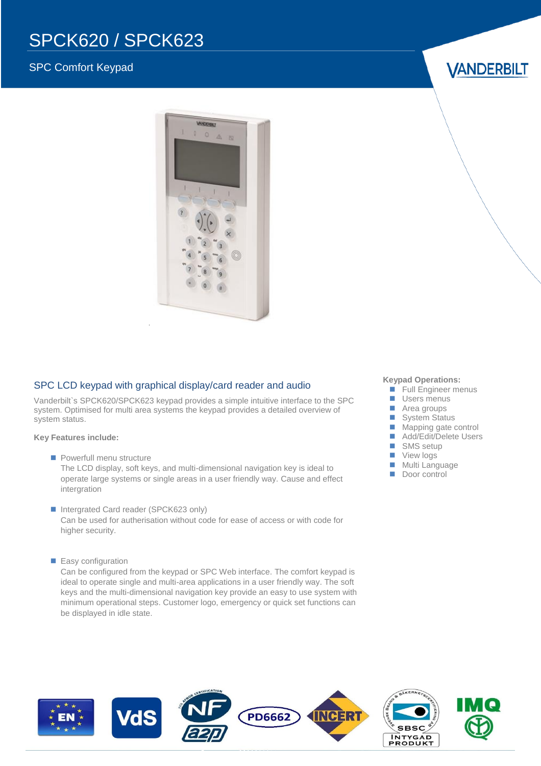# SPCK620 / SPCK623

## SPC Comfort Keypad

VANDERBILT

## SPC LCD keypad with graphical display/card reader and audio

Vanderbilt`s SPCK620/SPCK623 keypad provides a simple intuitive interface to the SPC system. Optimised for multi area systems the keypad provides a detailed overview of system status.

**Key Features include:**

- Powerfull menu structure
  The LCD display, soft keys, and multi-dimensional navigation key is ideal to operate large systems or single areas in a user friendly way. Cause and effect intergration

- Intergrated Card reader (SPCK623 only)
  Can be used for autherisation without code for ease of access or with code for higher security.

- Easy configuration
  Can be configured from the keypad or SPC Web interface. The comfort keypad is ideal to operate single and multi-area applications in a user friendly way. The soft keys and the multi-dimensional navigation key provide an easy to use system with minimum operational steps. Customer logo, emergency or quick set functions can be displayed in idle state.

**Keypad Operations:**

- Full Engineer menus
- Users menus
- Area groups
- System Status
- Mapping gate control
- Add/Edit/Delete Users
- SMS setup
- View logs
- Multi Language
- Door control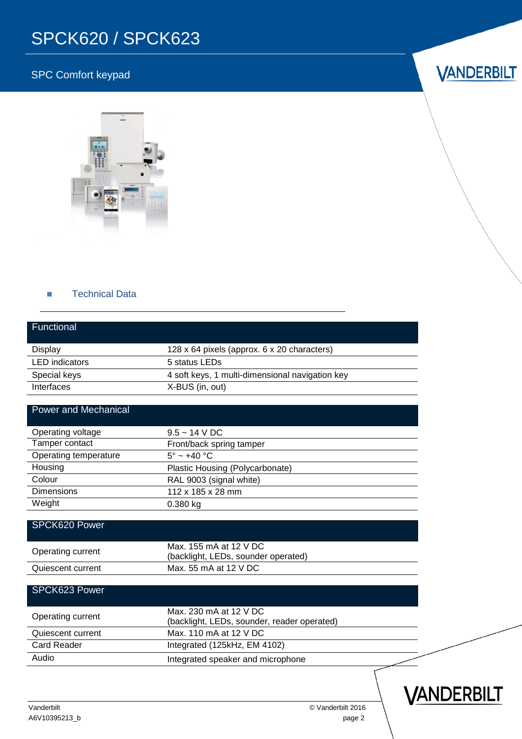# SPCK620 / SPCK623

## SPC Comfort keypad

## Technical Data

| Functional | |
|---|---|
| Display | 128 x 64 pixels (approx. 6 x 20 characters) |
| LED indicators | 5 status LEDs |
| Special keys | 4 soft keys, 1 multi-dimensional navigation key |
| Interfaces | X-BUS (in, out) |

| Power and Mechanical | |
|---|---|
| Operating voltage | 9.5 ~ 14 V DC |
| Tamper contact | Front/back spring tamper |
| Operating temperature | 5° ~ +40 °C |
| Housing | Plastic Housing (Polycarbonate) |
| Colour | RAL 9003 (signal white) |
| Dimensions | 112 x 185 x 28 mm |
| Weight | 0.380 kg |

| SPCK620 Power | |
|---|---|
| Operating current | Max. 155 mA at 12 V DC (backlight, LEDs, sounder operated) |
| Quiescent current | Max. 55 mA at 12 V DC |

| SPCK623 Power | |
|---|---|
| Operating current | Max. 230 mA at 12 V DC (backlight, LEDs, sounder, reader operated) |
| Quiescent current | Max. 110 mA at 12 V DC |
| Card Reader | Integrated (125kHz, EM 4102) |
| Audio | Integrated speaker and microphone |

Vanderbilt
A6V10395213_b

© Vanderbilt 2016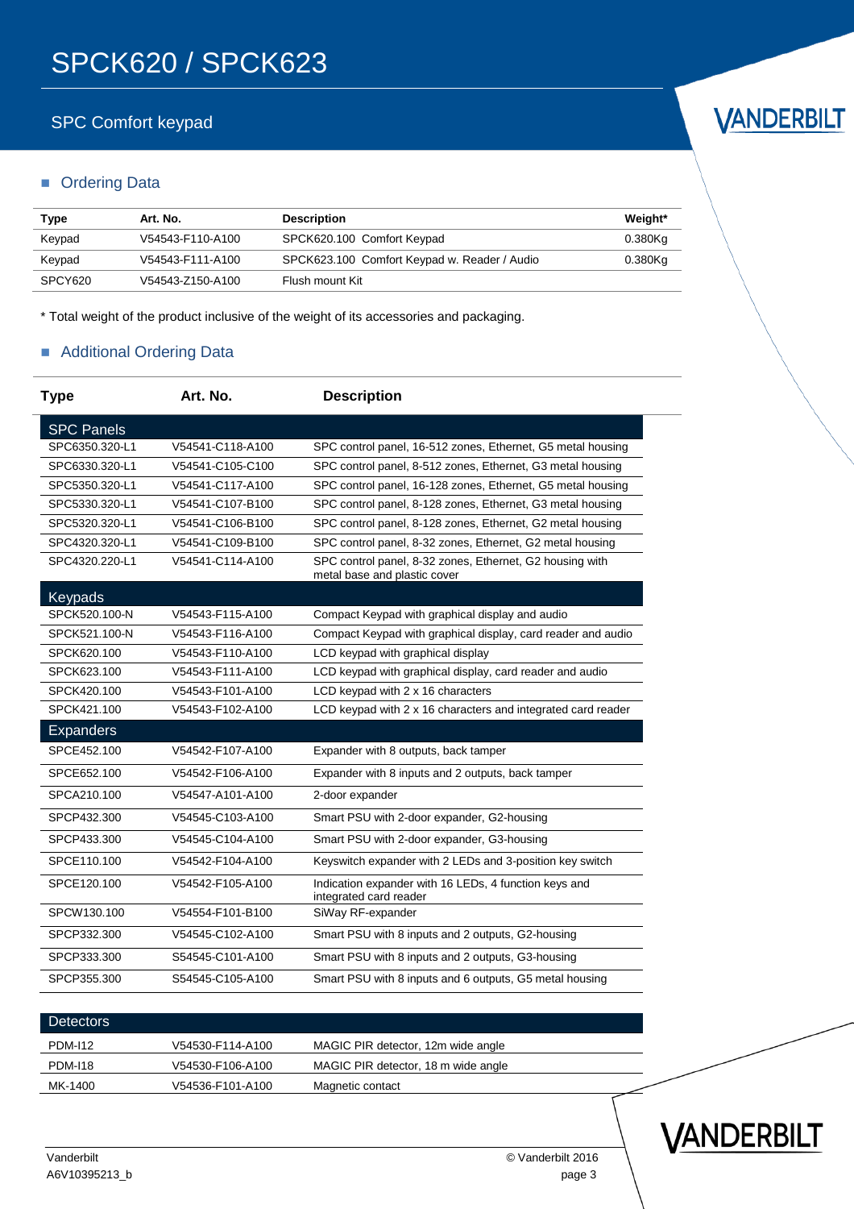# SPCK620 / SPCK623

## SPC Comfort keypad

### Ordering Data

| Type | Art. No. | Description | Weight* |
|---|---|---|---|
| Keypad | V54543-F110-A100 | SPCK620.100 Comfort Keypad | 0.380Kg |
| Keypad | V54543-F111-A100 | SPCK623.100 Comfort Keypad w. Reader / Audio | 0.380Kg |
| SPCY620 | V54543-Z150-A100 | Flush mount Kit | |

* Total weight of the product inclusive of the weight of its accessories and packaging.

### Additional Ordering Data

| Type | Art. No. | Description |
|---|---|---|
| **SPC Panels** | | |
| SPC6350.320-L1 | V54541-C118-A100 | SPC control panel, 16-512 zones, Ethernet, G5 metal housing |
| SPC6330.320-L1 | V54541-C105-C100 | SPC control panel, 8-512 zones, Ethernet, G3 metal housing |
| SPC5350.320-L1 | V54541-C117-A100 | SPC control panel, 16-128 zones, Ethernet, G5 metal housing |
| SPC5330.320-L1 | V54541-C107-B100 | SPC control panel, 8-128 zones, Ethernet, G3 metal housing |
| SPC5320.320-L1 | V54541-C106-B100 | SPC control panel, 8-128 zones, Ethernet, G2 metal housing |
| SPC4320.320-L1 | V54541-C109-B100 | SPC control panel, 8-32 zones, Ethernet, G2 metal housing |
| SPC4320.220-L1 | V54541-C114-A100 | SPC control panel, 8-32 zones, Ethernet, G2 housing with metal base and plastic cover |
| **Keypads** | | |
| SPCK520.100-N | V54543-F115-A100 | Compact Keypad with graphical display and audio |
| SPCK521.100-N | V54543-F116-A100 | Compact Keypad with graphical display, card reader and audio |
| SPCK620.100 | V54543-F110-A100 | LCD keypad with graphical display |
| SPCK623.100 | V54543-F111-A100 | LCD keypad with graphical display, card reader and audio |
| SPCK420.100 | V54543-F101-A100 | LCD keypad with 2 x 16 characters |
| SPCK421.100 | V54543-F102-A100 | LCD keypad with 2 x 16 characters and integrated card reader |
| **Expanders** | | |
| SPCE452.100 | V54542-F107-A100 | Expander with 8 outputs, back tamper |
| SPCE652.100 | V54542-F106-A100 | Expander with 8 inputs and 2 outputs, back tamper |
| SPCA210.100 | V54547-A101-A100 | 2-door expander |
| SPCP432.300 | V54545-C103-A100 | Smart PSU with 2-door expander, G2-housing |
| SPCP433.300 | V54545-C104-A100 | Smart PSU with 2-door expander, G3-housing |
| SPCE110.100 | V54542-F104-A100 | Keyswitch expander with 2 LEDs and 3-position key switch |
| SPCE120.100 | V54542-F105-A100 | Indication expander with 16 LEDs, 4 function keys and integrated card reader |
| SPCW130.100 | V54554-F101-B100 | SiWay RF-expander |
| SPCP332.300 | V54545-C102-A100 | Smart PSU with 8 inputs and 2 outputs, G2-housing |
| SPCP333.300 | S54545-C101-A100 | Smart PSU with 8 inputs and 2 outputs, G3-housing |
| SPCP355.300 | S54545-C105-A100 | Smart PSU with 8 inputs and 6 outputs, G5 metal housing |
| **Detectors** | | |
| PDM-I12 | V54530-F114-A100 | MAGIC PIR detector, 12m wide angle |
| PDM-I18 | V54530-F106-A100 | MAGIC PIR detector, 18 m wide angle |
| MK-1400 | V54536-F101-A100 | Magnetic contact |

Vanderbilt
A6V10395213_b

© Vanderbilt 2016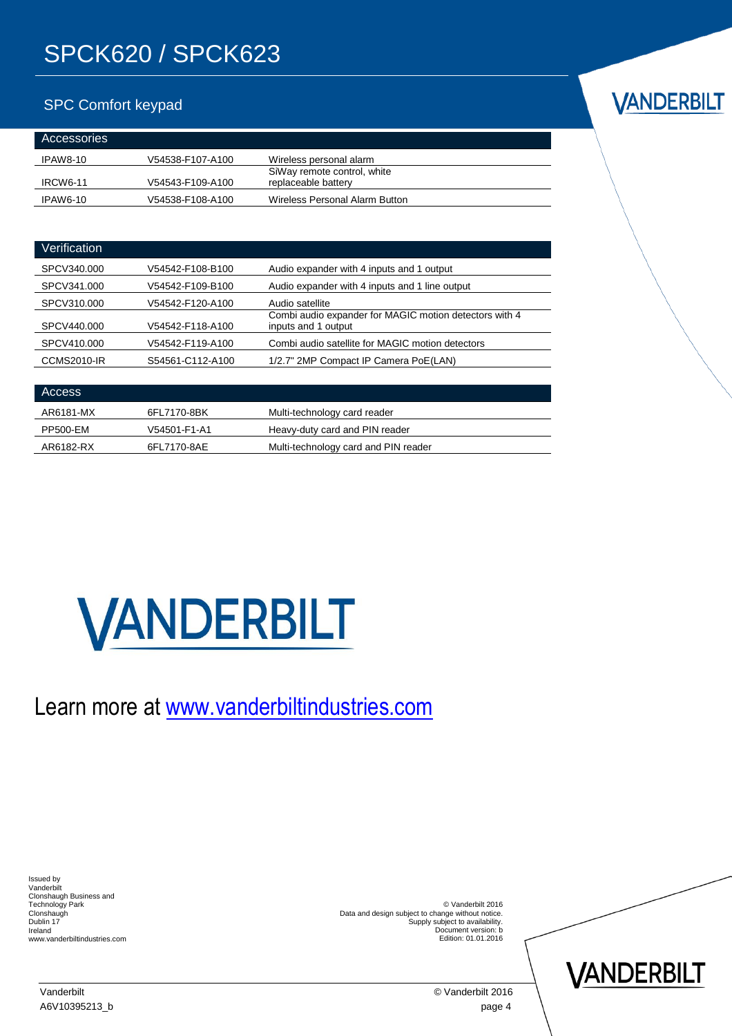## Accessories

| | | |
|---|---|---|
| IPAW8-10 | V54538-F107-A100 | Wireless personal alarm |
| IRCW6-11 | V54543-F109-A100 | SiWay remote control, white replaceable battery |
| IPAW6-10 | V54538-F108-A100 | Wireless Personal Alarm Button |

## Verification

| | | |
|---|---|---|
| SPCV340.000 | V54542-F108-B100 | Audio expander with 4 inputs and 1 output |
| SPCV341.000 | V54542-F109-B100 | Audio expander with 4 inputs and 1 line output |
| SPCV310.000 | V54542-F120-A100 | Audio satellite |
| SPCV440.000 | V54542-F118-A100 | Combi audio expander for MAGIC motion detectors with 4 inputs and 1 output |
| SPCV410.000 | V54542-F119-A100 | Combi audio satellite for MAGIC motion detectors |
| CCMS2010-IR | S54561-C112-A100 | 1/2.7" 2MP Compact IP Camera PoE(LAN) |

## Access

| | | |
|---|---|---|
| AR6181-MX | 6FL7170-8BK | Multi-technology card reader |
| PP500-EM | V54501-F1-A1 | Heavy-duty card and PIN reader |
| AR6182-RX | 6FL7170-8AE | Multi-technology card and PIN reader |

VANDERBILT

Learn more at www.vanderbiltindustries.com

Issued by
Vanderbilt
Clonshaugh Business and Technology Park
Clonshaugh
Dublin 17
Ireland
www.vanderbiltindustries.com

© Vanderbilt 2016
Data and design subject to change without notice.
Supply subject to availability.
Document version: b
Edition: 01.01.2016